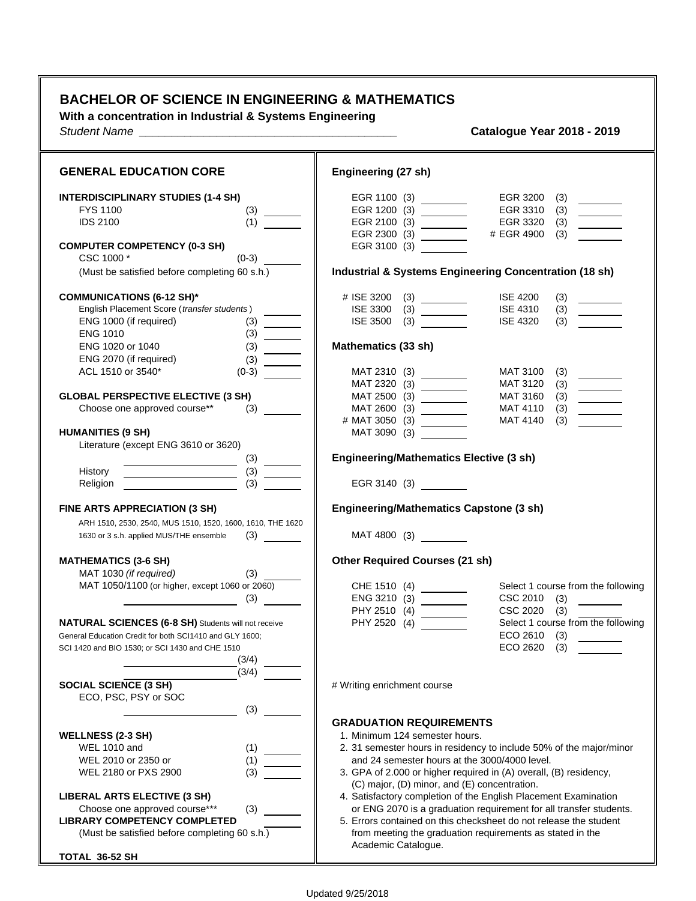# BACHELOR OF SCIENCE IN ENGINEERING & MATHEMATICS

**With a concentration in Industrial & Systems Engineering**

*Student Name* ________________________________________ **Catalogue Year 2018 - 2019**

## GENERAL EDUCATION CORE

**INTERDISCIPLINARY STUDIES (1-4 SH)**
- FYS 1100 (3) ______
- IDS 2100 (1) ______

**COMPUTER COMPETENCY (0-3 SH)**
- CSC 1000 * (0-3) ______
- (Must be satisfied before completing 60 s.h.)

**COMMUNICATIONS (6-12 SH)***
- English Placement Score (*transfer students*)
- ENG 1000 (if required) (3) ______
- ENG 1010 (3) ______
- ENG 1020 or 1040 (3) ______
- ENG 2070 (if required) (3) ______
- ACL 1510 or 3540* (0-3) ______

**GLOBAL PERSPECTIVE ELECTIVE (3 SH)**
- Choose one approved course** (3) ______

**HUMANITIES (9 SH)**
- Literature (except ENG 3610 or 3620) ______ (3) ______
- History ______ (3) ______
- Religion ______ (3) ______

**FINE ARTS APPRECIATION (3 SH)**
- ARH 1510, 2530, 2540, MUS 1510, 1520, 1600, 1610, THE 1620 1630 or 3 s.h. applied MUS/THE ensemble (3) ______

**MATHEMATICS (3-6 SH)**
- MAT 1030 *(if required)* (3) ______
- MAT 1050/1100 (or higher, except 1060 or 2060) ______ (3) ______

**NATURAL SCIENCES (6-8 SH)** Students will not receive General Education Credit for both SCI1410 and GLY 1600; SCI 1420 and BIO 1530; or SCI 1430 and CHE 1510
- ______ (3/4) ______
- ______ (3/4) ______

**SOCIAL SCIENCE (3 SH)**
- ECO, PSC, PSY or SOC ______ (3) ______

**WELLNESS (2-3 SH)**
- WEL 1010 and (1) ______
- WEL 2010 or 2350 or (1) ______
- WEL 2180 or PXS 2900 (3) ______

**LIBERAL ARTS ELECTIVE (3 SH)**
- Choose one approved course*** (3) ______

**LIBRARY COMPETENCY COMPLETED** ______
- (Must be satisfied before completing 60 s.h.)

**TOTAL 36-52 SH**

## Engineering (27 sh)

| | | | |
|---|---|---|---|
| EGR 1100 (3) | ______ | EGR 3200 (3) | ______ |
| EGR 1200 (3) | ______ | EGR 3310 (3) | ______ |
| EGR 2100 (3) | ______ | EGR 3320 (3) | ______ |
| EGR 2300 (3) | ______ | # EGR 4900 (3) | ______ |
| EGR 3100 (3) | ______ | | |

## Industrial & Systems Engineering Concentration (18 sh)

| | | | |
|---|---|---|---|
| # ISE 3200 (3) | ______ | ISE 4200 (3) | ______ |
| ISE 3300 (3) | ______ | ISE 4310 (3) | ______ |
| ISE 3500 (3) | ______ | ISE 4320 (3) | ______ |

## Mathematics (33 sh)

| | | | |
|---|---|---|---|
| MAT 2310 (3) | ______ | MAT 3100 (3) | ______ |
| MAT 2320 (3) | ______ | MAT 3120 (3) | ______ |
| MAT 2500 (3) | ______ | MAT 3160 (3) | ______ |
| MAT 2600 (3) | ______ | MAT 4110 (3) | ______ |
| # MAT 3050 (3) | ______ | MAT 4140 (3) | ______ |
| MAT 3090 (3) | ______ | | |

## Engineering/Mathematics Elective (3 sh)

EGR 3140 (3) ______

## Engineering/Mathematics Capstone (3 sh)

MAT 4800 (3) ______

## Other Required Courses (21 sh)

| | | | |
|---|---|---|---|
| CHE 1510 (4) | ______ | Select 1 course from the following | |
| ENG 3210 (3) | ______ | CSC 2010 (3) | ______ |
| PHY 2510 (4) | ______ | CSC 2020 (3) | ______ |
| PHY 2520 (4) | ______ | Select 1 course from the following | |
| | | ECO 2610 (3) | ______ |
| | | ECO 2620 (3) | ______ |

# Writing enrichment course

## GRADUATION REQUIREMENTS

1. Minimum 124 semester hours.
2. 31 semester hours in residency to include 50% of the major/minor and 24 semester hours at the 3000/4000 level.
3. GPA of 2.000 or higher required in (A) overall, (B) residency, (C) major, (D) minor, and (E) concentration.
4. Satisfactory completion of the English Placement Examination or ENG 2070 is a graduation requirement for all transfer students.
5. Errors contained on this checksheet do not release the student from meeting the graduation requirements as stated in the Academic Catalogue.

Updated 9/25/2018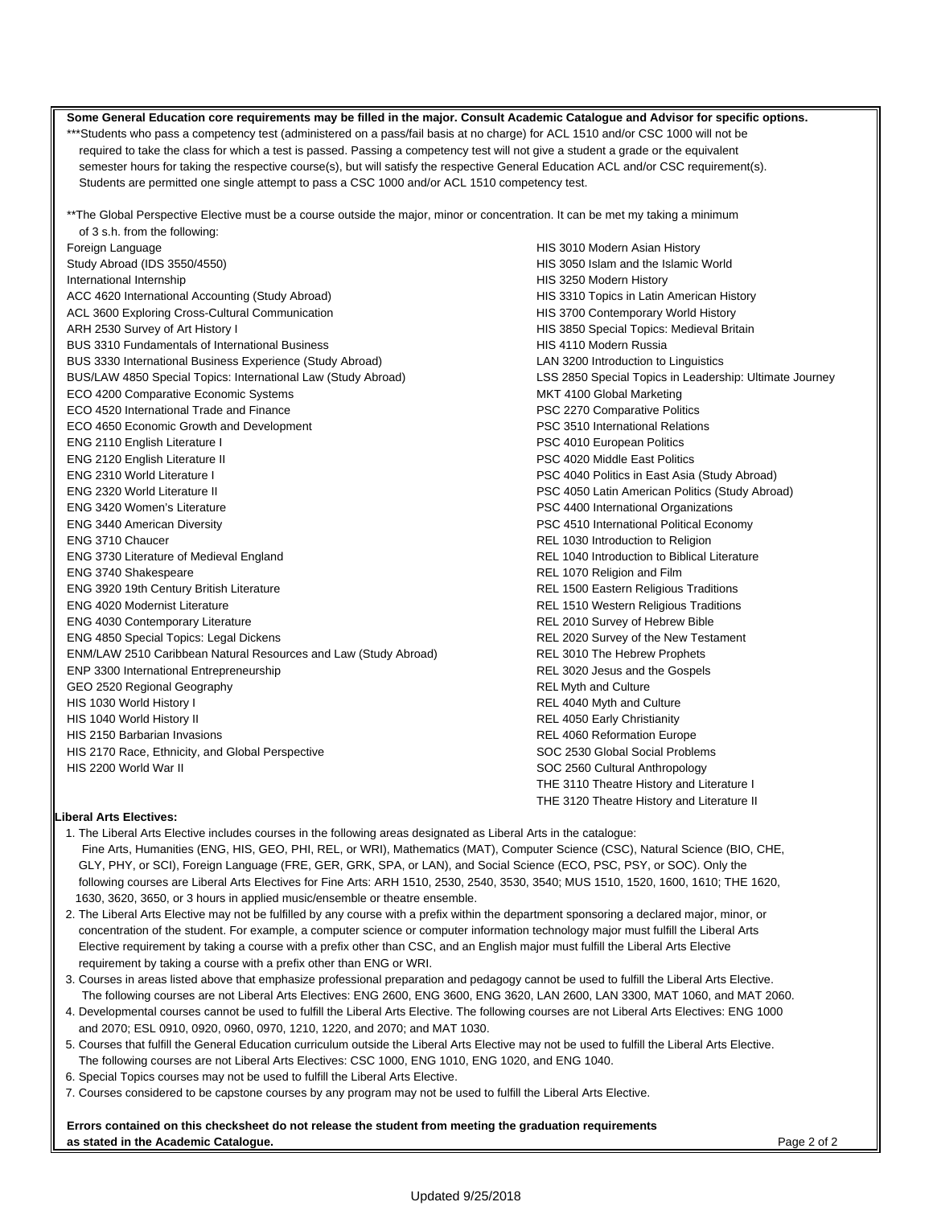**Some General Education core requirements may be filled in the major. Consult Academic Catalogue and Advisor for specific options.**

***Students who pass a competency test (administered on a pass/fail basis at no charge) for ACL 1510 and/or CSC 1000 will not be required to take the class for which a test is passed. Passing a competency test will not give a student a grade or the equivalent semester hours for taking the respective course(s), but will satisfy the respective General Education ACL and/or CSC requirement(s). Students are permitted one single attempt to pass a CSC 1000 and/or ACL 1510 competency test.

**The Global Perspective Elective must be a course outside the major, minor or concentration. It can be met my taking a minimum of 3 s.h. from the following:

- Foreign Language
- Study Abroad (IDS 3550/4550)
- International Internship
- ACC 4620 International Accounting (Study Abroad)
- ACL 3600 Exploring Cross-Cultural Communication
- ARH 2530 Survey of Art History I
- BUS 3310 Fundamentals of International Business
- BUS 3330 International Business Experience (Study Abroad)
- BUS/LAW 4850 Special Topics: International Law (Study Abroad)
- ECO 4200 Comparative Economic Systems
- ECO 4520 International Trade and Finance
- ECO 4650 Economic Growth and Development
- ENG 2110 English Literature I
- ENG 2120 English Literature II
- ENG 2310 World Literature I
- ENG 2320 World Literature II
- ENG 3420 Women's Literature
- ENG 3440 American Diversity
- ENG 3710 Chaucer
- ENG 3730 Literature of Medieval England
- ENG 3740 Shakespeare
- ENG 3920 19th Century British Literature
- ENG 4020 Modernist Literature
- ENG 4030 Contemporary Literature
- ENG 4850 Special Topics: Legal Dickens
- ENM/LAW 2510 Caribbean Natural Resources and Law (Study Abroad)
- ENP 3300 International Entrepreneurship
- GEO 2520 Regional Geography
- HIS 1030 World History I
- HIS 1040 World History II
- HIS 2150 Barbarian Invasions
- HIS 2170 Race, Ethnicity, and Global Perspective
- HIS 2200 World War II
- HIS 3010 Modern Asian History
- HIS 3050 Islam and the Islamic World
- HIS 3250 Modern History
- HIS 3310 Topics in Latin American History
- HIS 3700 Contemporary World History
- HIS 3850 Special Topics: Medieval Britain
- HIS 4110 Modern Russia
- LAN 3200 Introduction to Linguistics
- LSS 2850 Special Topics in Leadership: Ultimate Journey
- MKT 4100 Global Marketing
- PSC 2270 Comparative Politics
- PSC 3510 International Relations
- PSC 4010 European Politics
- PSC 4020 Middle East Politics
- PSC 4040 Politics in East Asia (Study Abroad)
- PSC 4050 Latin American Politics (Study Abroad)
- PSC 4400 International Organizations
- PSC 4510 International Political Economy
- REL 1030 Introduction to Religion
- REL 1040 Introduction to Biblical Literature
- REL 1070 Religion and Film
- REL 1500 Eastern Religious Traditions
- REL 1510 Western Religious Traditions
- REL 2010 Survey of Hebrew Bible
- REL 2020 Survey of the New Testament
- REL 3010 The Hebrew Prophets
- REL 3020 Jesus and the Gospels
- REL Myth and Culture
- REL 4040 Myth and Culture
- REL 4050 Early Christianity
- REL 4060 Reformation Europe
- SOC 2530 Global Social Problems
- SOC 2560 Cultural Anthropology
- THE 3110 Theatre History and Literature I
- THE 3120 Theatre History and Literature II

**Liberal Arts Electives:**

1. The Liberal Arts Elective includes courses in the following areas designated as Liberal Arts in the catalogue: Fine Arts, Humanities (ENG, HIS, GEO, PHI, REL, or WRI), Mathematics (MAT), Computer Science (CSC), Natural Science (BIO, CHE, GLY, PHY, or SCI), Foreign Language (FRE, GER, GRK, SPA, or LAN), and Social Science (ECO, PSC, PSY, or SOC). Only the following courses are Liberal Arts Electives for Fine Arts: ARH 1510, 2530, 2540, 3530, 3540; MUS 1510, 1520, 1600, 1610; THE 1620, 1630, 3620, 3650, or 3 hours in applied music/ensemble or theatre ensemble.
2. The Liberal Arts Elective may not be fulfilled by any course with a prefix within the department sponsoring a declared major, minor, or concentration of the student. For example, a computer science or computer information technology major must fulfill the Liberal Arts Elective requirement by taking a course with a prefix other than CSC, and an English major must fulfill the Liberal Arts Elective requirement by taking a course with a prefix other than ENG or WRI.
3. Courses in areas listed above that emphasize professional preparation and pedagogy cannot be used to fulfill the Liberal Arts Elective. The following courses are not Liberal Arts Electives: ENG 2600, ENG 3600, ENG 3620, LAN 2600, LAN 3300, MAT 1060, and MAT 2060.
4. Developmental courses cannot be used to fulfill the Liberal Arts Elective. The following courses are not Liberal Arts Electives: ENG 1000 and 2070; ESL 0910, 0920, 0960, 0970, 1210, 1220, and 2070; and MAT 1030.
5. Courses that fulfill the General Education curriculum outside the Liberal Arts Elective may not be used to fulfill the Liberal Arts Elective. The following courses are not Liberal Arts Electives: CSC 1000, ENG 1010, ENG 1020, and ENG 1040.
6. Special Topics courses may not be used to fulfill the Liberal Arts Elective.
7. Courses considered to be capstone courses by any program may not be used to fulfill the Liberal Arts Elective.

**Errors contained on this checksheet do not release the student from meeting the graduation requirements as stated in the Academic Catalogue.**

Updated 9/25/2018